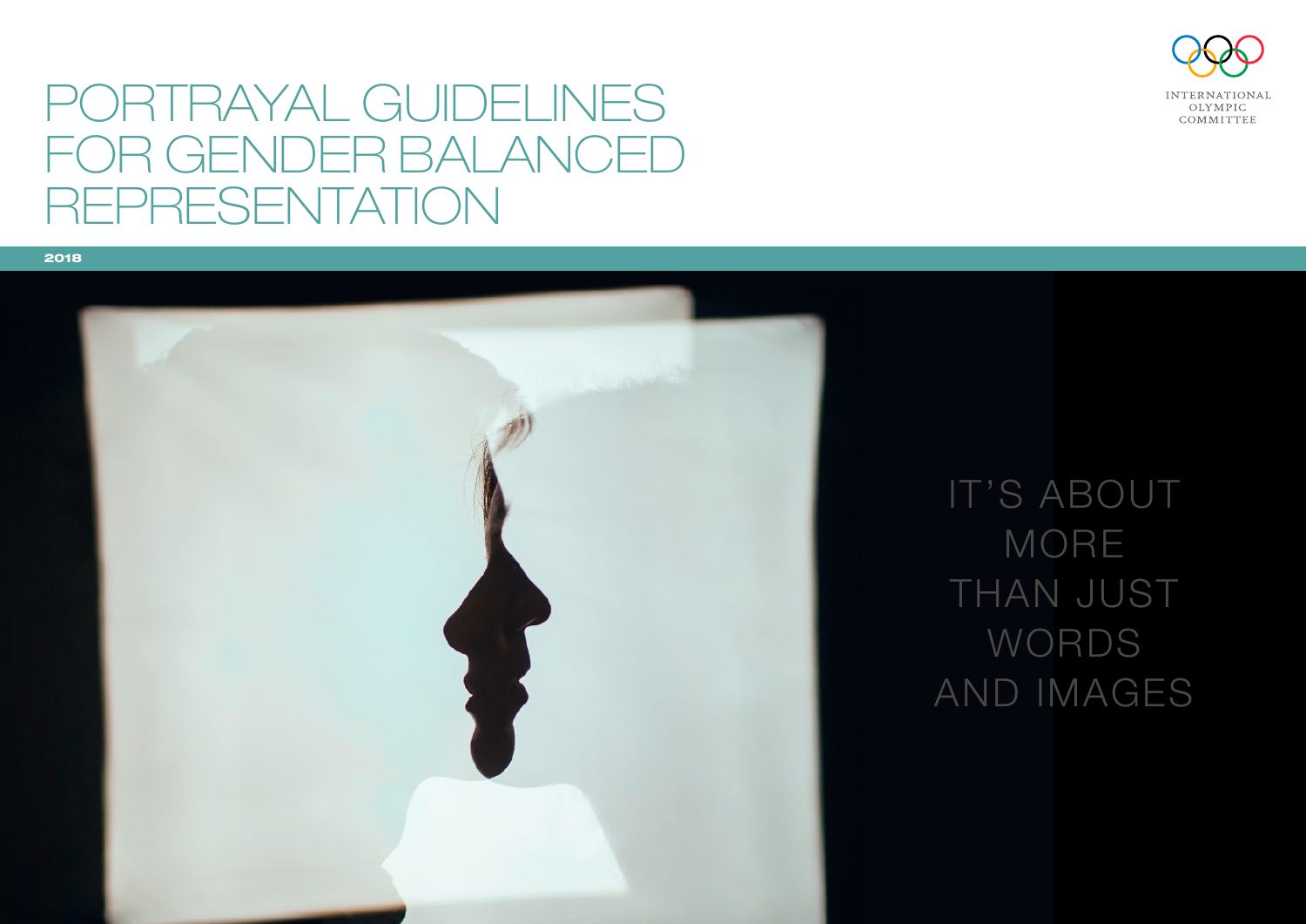# PORTRAYAL GUIDELINES FOR GENDER BALANCED REPRESENTATION

INTERNATIONAL OLYMPIC COMMITTEE

2018

IT'S ABOUT MORE THAN JUST WORDS AND IMAGES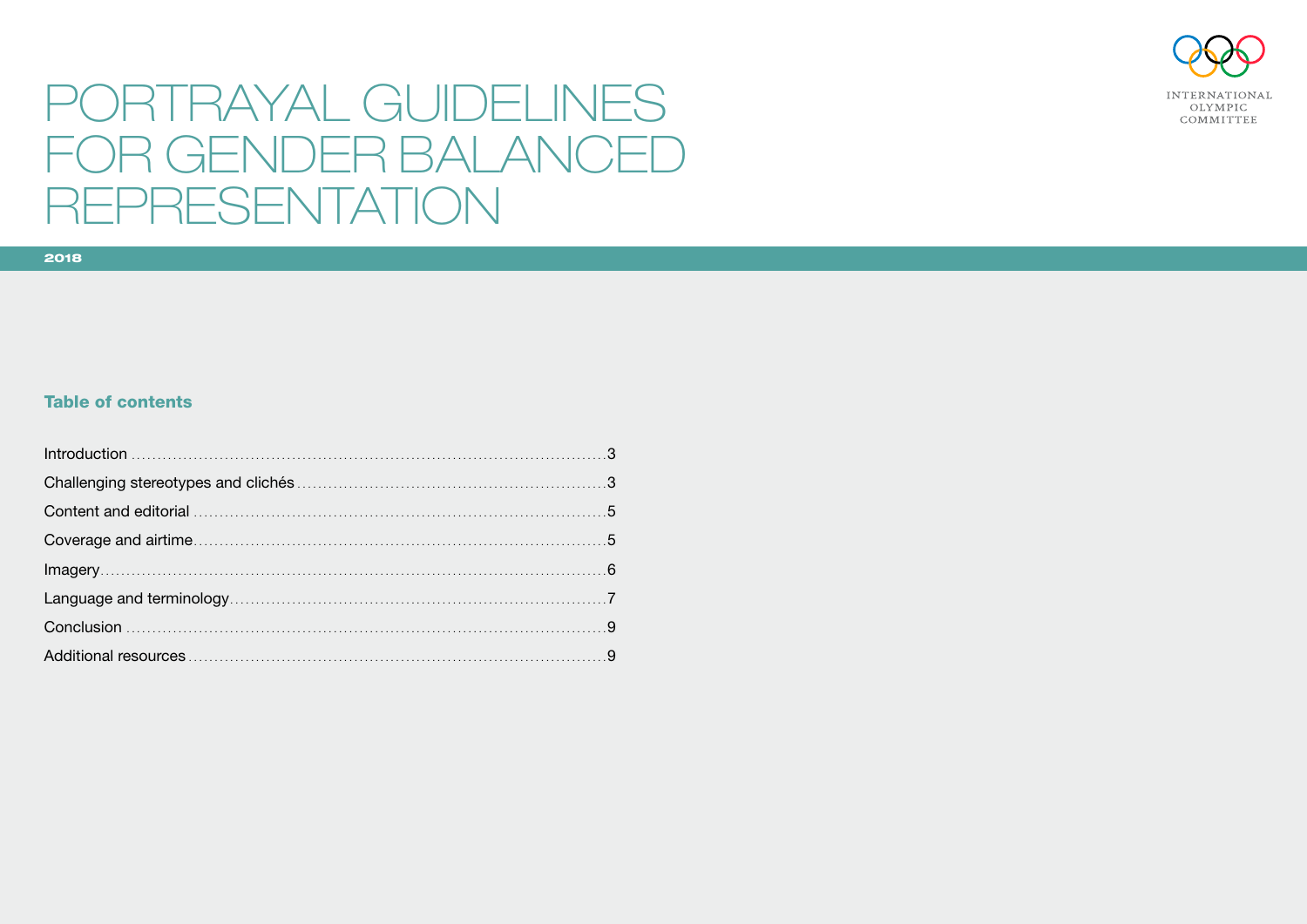INTERNATIONAL OLYMPIC COMMITTEE

# PORTRAYAL GUIDELINES FOR GENDER BALANCED REPRESENTATION

**2018**

## Table of contents

| | |
|---|---|
| Introduction | 3 |
| Challenging stereotypes and clichés | 3 |
| Content and editorial | 5 |
| Coverage and airtime | 5 |
| Imagery | 6 |
| Language and terminology | 7 |
| Conclusion | 9 |
| Additional resources | 9 |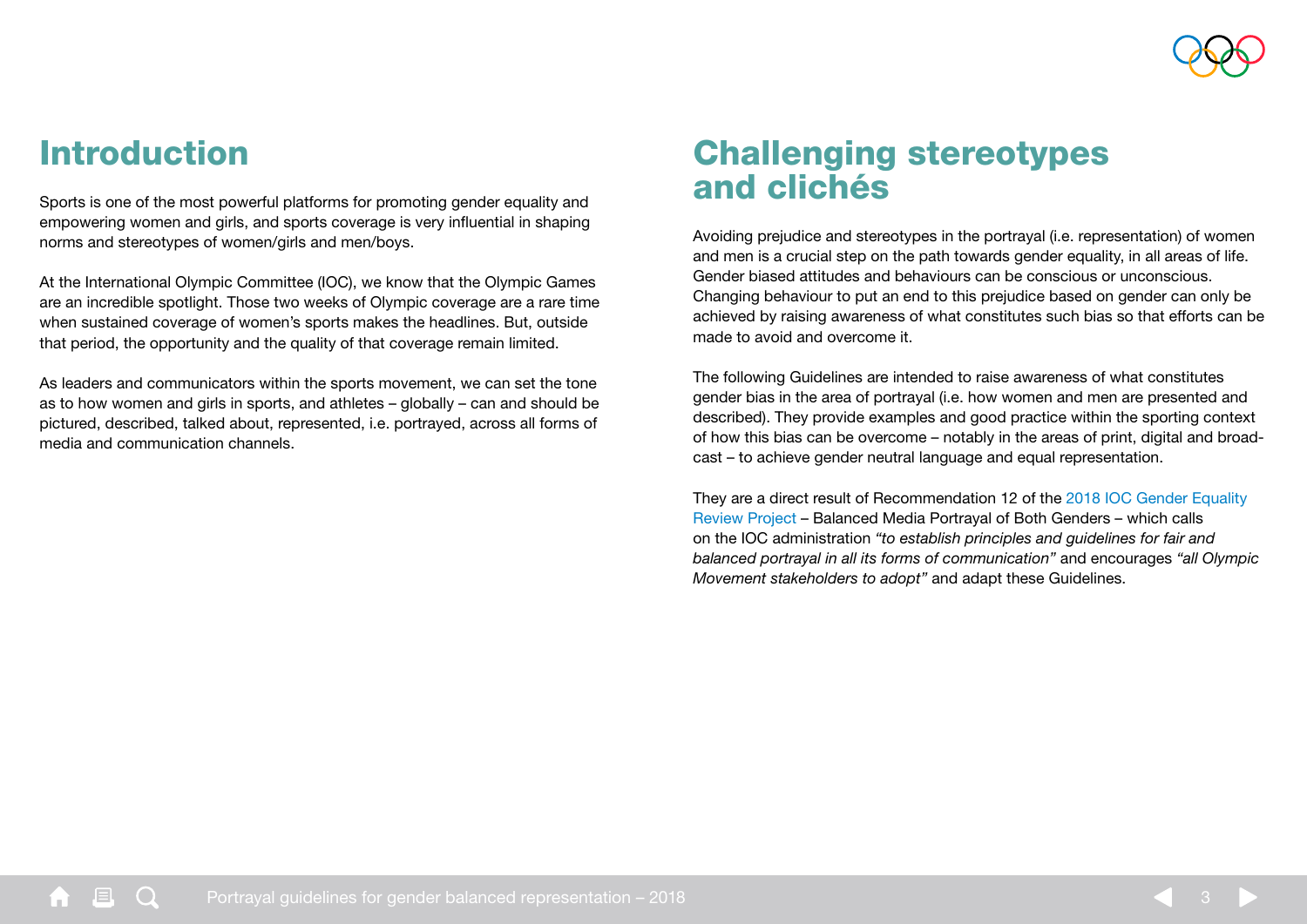## Introduction

Sports is one of the most powerful platforms for promoting gender equality and empowering women and girls, and sports coverage is very influential in shaping norms and stereotypes of women/girls and men/boys.

At the International Olympic Committee (IOC), we know that the Olympic Games are an incredible spotlight. Those two weeks of Olympic coverage are a rare time when sustained coverage of women's sports makes the headlines. But, outside that period, the opportunity and the quality of that coverage remain limited.

As leaders and communicators within the sports movement, we can set the tone as to how women and girls in sports, and athletes – globally – can and should be pictured, described, talked about, represented, i.e. portrayed, across all forms of media and communication channels.

## Challenging stereotypes and clichés

Avoiding prejudice and stereotypes in the portrayal (i.e. representation) of women and men is a crucial step on the path towards gender equality, in all areas of life. Gender biased attitudes and behaviours can be conscious or unconscious. Changing behaviour to put an end to this prejudice based on gender can only be achieved by raising awareness of what constitutes such bias so that efforts can be made to avoid and overcome it.

The following Guidelines are intended to raise awareness of what constitutes gender bias in the area of portrayal (i.e. how women and men are presented and described). They provide examples and good practice within the sporting context of how this bias can be overcome – notably in the areas of print, digital and broadcast – to achieve gender neutral language and equal representation.

They are a direct result of Recommendation 12 of the 2018 IOC Gender Equality Review Project – Balanced Media Portrayal of Both Genders – which calls on the IOC administration *"to establish principles and guidelines for fair and balanced portrayal in all its forms of communication"* and encourages *"all Olympic Movement stakeholders to adopt"* and adapt these Guidelines.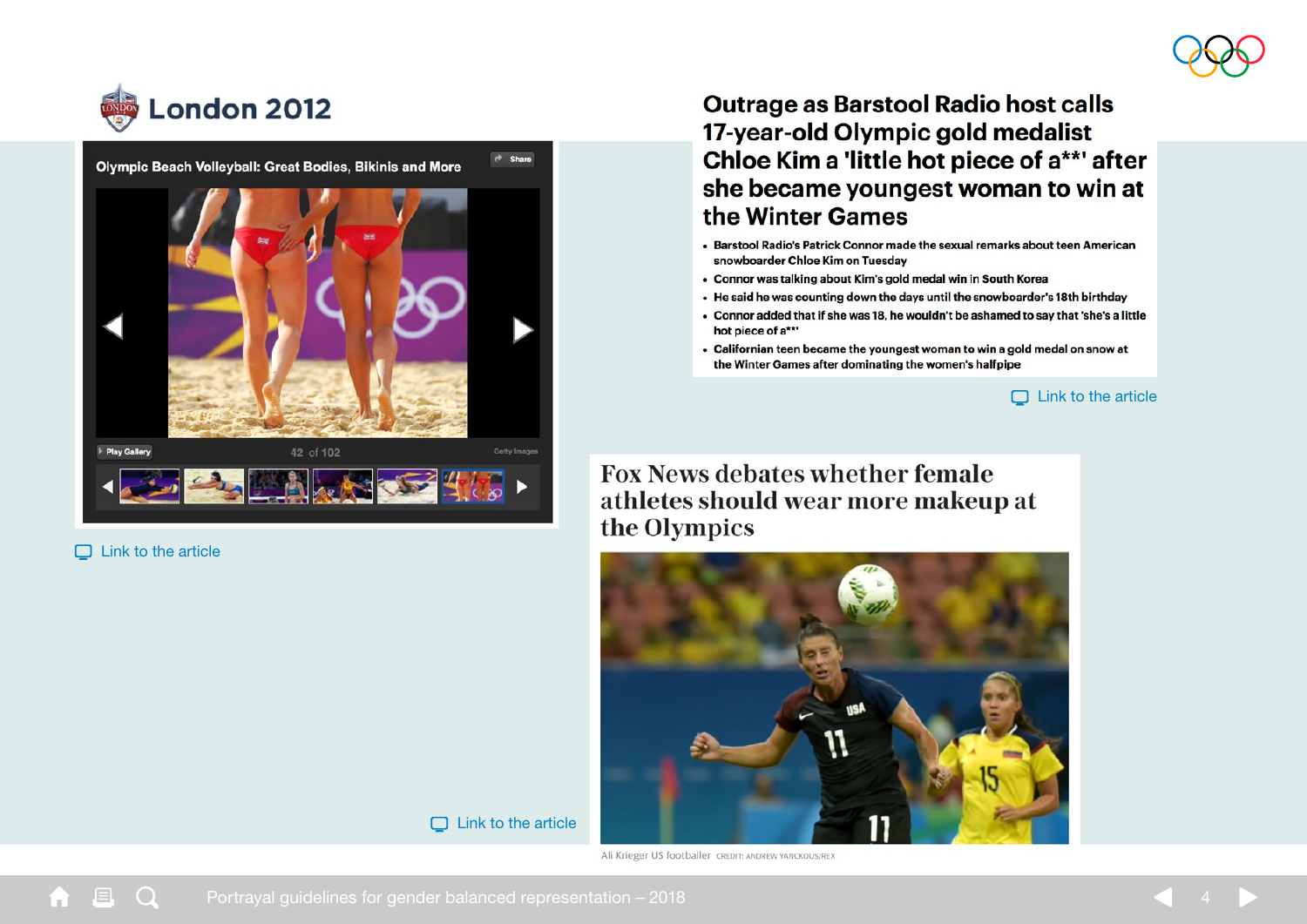# London 2012

Olympic Beach Volleyball: Great Bodies, Bikinis and More

Link to the article

# Outrage as Barstool Radio host calls 17-year-old Olympic gold medalist Chloe Kim a 'little hot piece of a**' after she became youngest woman to win at the Winter Games

- Barstool Radio's Patrick Connor made the sexual remarks about teen American snowboarder Chloe Kim on Tuesday
- Connor was talking about Kim's gold medal win in South Korea
- He said he was counting down the days until the snowboarder's 18th birthday
- Connor added that if she was 18, he wouldn't be ashamed to say that 'she's a little hot piece of a**'
- Californian teen became the youngest woman to win a gold medal on snow at the Winter Games after dominating the women's halfpipe

Link to the article

# Fox News debates whether female athletes should wear more makeup at the Olympics

Ali Krieger US footballer CREDIT: ANDREW YANCKOUS/REX

Link to the article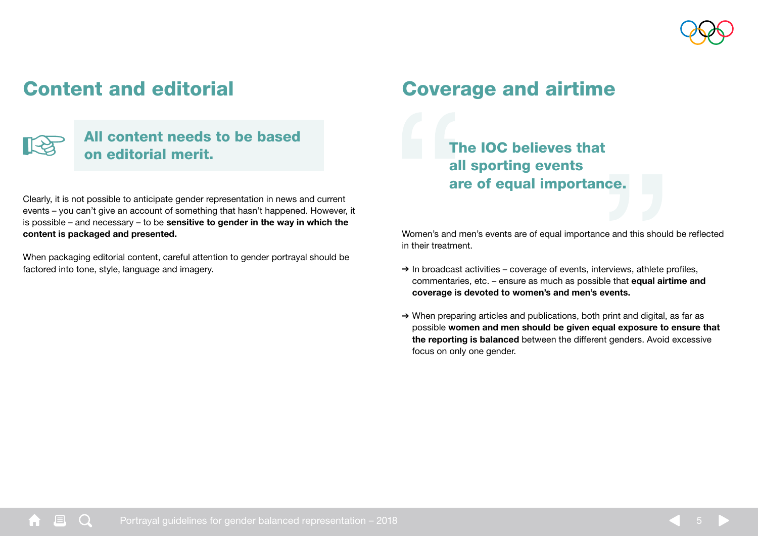## Content and editorial

**All content needs to be based on editorial merit.**

Clearly, it is not possible to anticipate gender representation in news and current events – you can't give an account of something that hasn't happened. However, it is possible – and necessary – to be **sensitive to gender in the way in which the content is packaged and presented.**

When packaging editorial content, careful attention to gender portrayal should be factored into tone, style, language and imagery.

## Coverage and airtime

> **The IOC believes that all sporting events are of equal importance.**

Women's and men's events are of equal importance and this should be reflected in their treatment.

- ➔ In broadcast activities – coverage of events, interviews, athlete profiles, commentaries, etc. – ensure as much as possible that **equal airtime and coverage is devoted to women's and men's events.**
- ➔ When preparing articles and publications, both print and digital, as far as possible **women and men should be given equal exposure to ensure that the reporting is balanced** between the different genders. Avoid excessive focus on only one gender.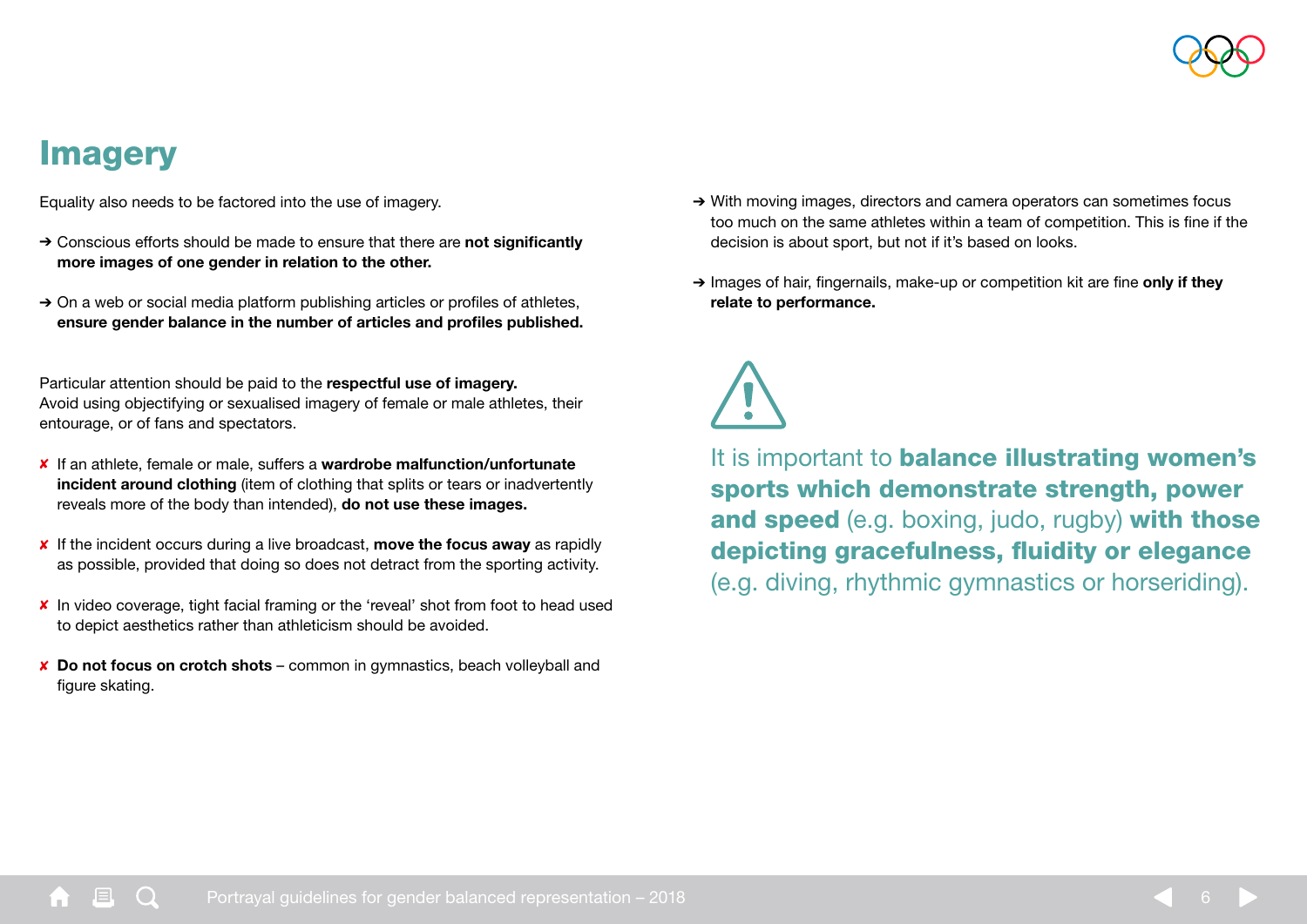# Imagery

Equality also needs to be factored into the use of imagery.

- ➔ Conscious efforts should be made to ensure that there are **not significantly more images of one gender in relation to the other.**
- ➔ On a web or social media platform publishing articles or profiles of athletes, **ensure gender balance in the number of articles and profiles published.**

Particular attention should be paid to the **respectful use of imagery.** Avoid using objectifying or sexualised imagery of female or male athletes, their entourage, or of fans and spectators.

- ✘ If an athlete, female or male, suffers a **wardrobe malfunction/unfortunate incident around clothing** (item of clothing that splits or tears or inadvertently reveals more of the body than intended), **do not use these images.**
- ✘ If the incident occurs during a live broadcast, **move the focus away** as rapidly as possible, provided that doing so does not detract from the sporting activity.
- ✘ In video coverage, tight facial framing or the 'reveal' shot from foot to head used to depict aesthetics rather than athleticism should be avoided.
- ✘ **Do not focus on crotch shots** – common in gymnastics, beach volleyball and figure skating.

- ➔ With moving images, directors and camera operators can sometimes focus too much on the same athletes within a team of competition. This is fine if the decision is about sport, but not if it's based on looks.
- ➔ Images of hair, fingernails, make-up or competition kit are fine **only if they relate to performance.**

⚠

It is important to **balance illustrating women's sports which demonstrate strength, power and speed** (e.g. boxing, judo, rugby) **with those depicting gracefulness, fluidity or elegance** (e.g. diving, rhythmic gymnastics or horseriding).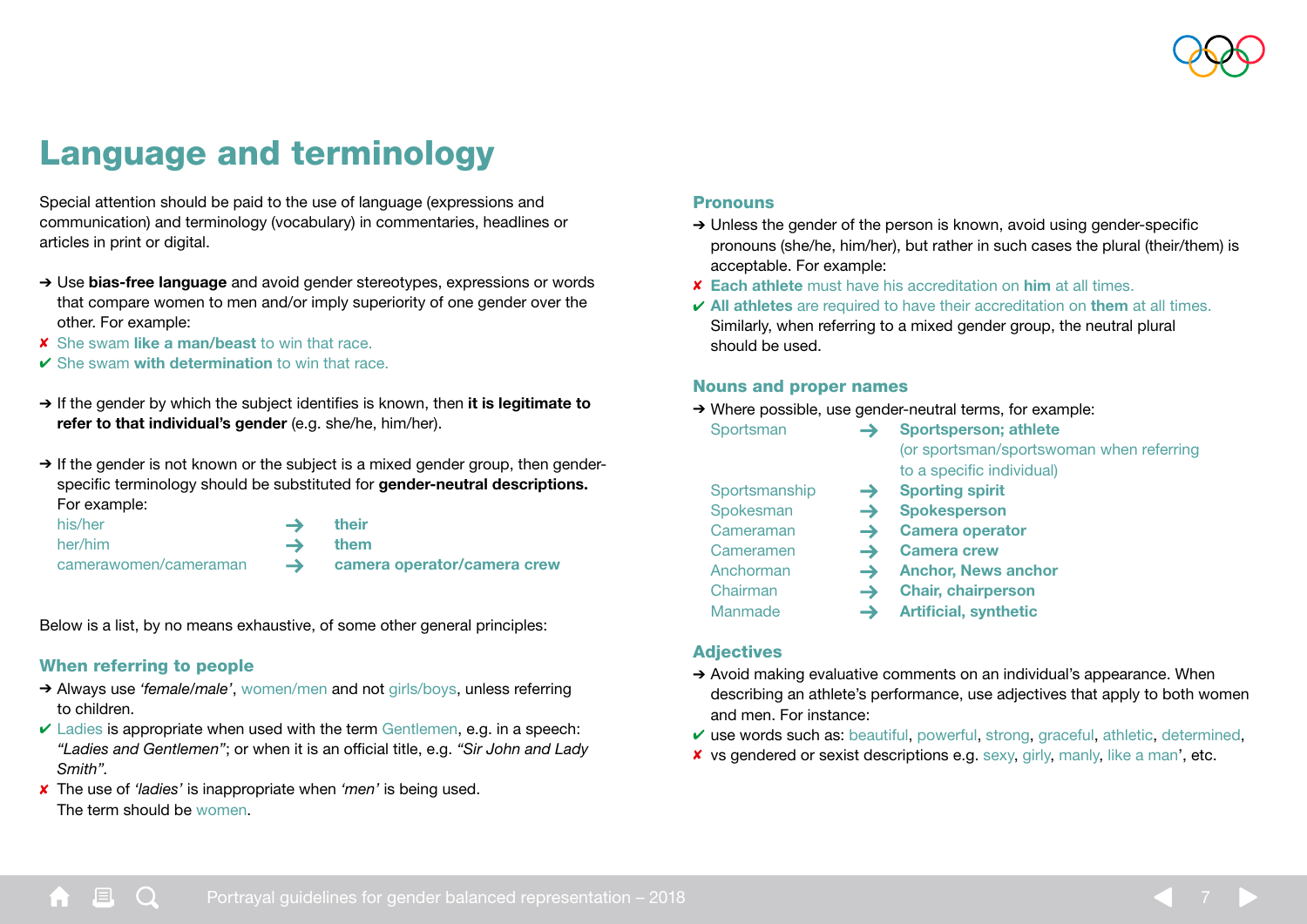# Language and terminology

Special attention should be paid to the use of language (expressions and communication) and terminology (vocabulary) in commentaries, headlines or articles in print or digital.

➔ Use **bias-free language** and avoid gender stereotypes, expressions or words that compare women to men and/or imply superiority of one gender over the other. For example:

✘ She swam **like a man/beast** to win that race.

✔ She swam **with determination** to win that race.

➔ If the gender by which the subject identifies is known, then **it is legitimate to refer to that individual's gender** (e.g. she/he, him/her).

➔ If the gender is not known or the subject is a mixed gender group, then gender-specific terminology should be substituted for **gender-neutral descriptions.** For example:

| | | |
|---|---|---|
| his/her | ➔ | **their** |
| her/him | ➔ | **them** |
| camerawomen/cameraman | ➔ | **camera operator/camera crew** |

Below is a list, by no means exhaustive, of some other general principles:

## When referring to people

➔ Always use *'female/male'*, women/men and not girls/boys, unless referring to children.

✔ Ladies is appropriate when used with the term Gentlemen, e.g. in a speech: *"Ladies and Gentlemen"*; or when it is an official title, e.g. *"Sir John and Lady Smith".*

✘ The use of *'ladies'* is inappropriate when *'men'* is being used. The term should be women.

## Pronouns

➔ Unless the gender of the person is known, avoid using gender-specific pronouns (she/he, him/her), but rather in such cases the plural (their/them) is acceptable. For example:

✘ **Each athlete** must have his accreditation on **him** at all times.

✔ **All athletes** are required to have their accreditation on **them** at all times.

Similarly, when referring to a mixed gender group, the neutral plural should be used.

## Nouns and proper names

➔ Where possible, use gender-neutral terms, for example:

| | | |
|---|---|---|
| Sportsman | ➔ | **Sportsperson; athlete** (or sportsman/sportswoman when referring to a specific individual) |
| Sportsmanship | ➔ | **Sporting spirit** |
| Spokesman | ➔ | **Spokesperson** |
| Cameraman | ➔ | **Camera operator** |
| Cameramen | ➔ | **Camera crew** |
| Anchorman | ➔ | **Anchor, News anchor** |
| Chairman | ➔ | **Chair, chairperson** |
| Manmade | ➔ | **Artificial, synthetic** |

## Adjectives

➔ Avoid making evaluative comments on an individual's appearance. When describing an athlete's performance, use adjectives that apply to both women and men. For instance:

✔ use words such as: beautiful, powerful, strong, graceful, athletic, determined,

✘ vs gendered or sexist descriptions e.g. sexy, girly, manly, like a man', etc.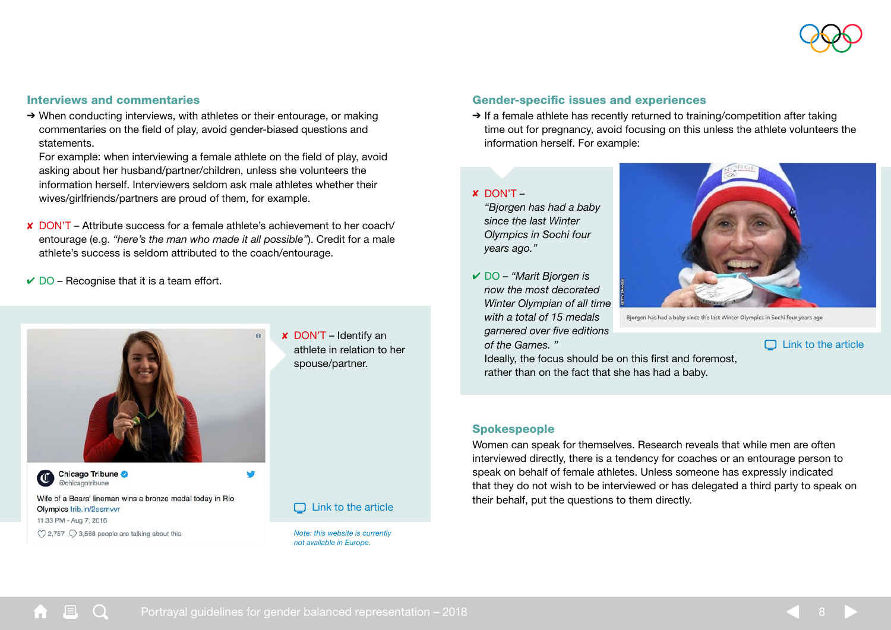## Interviews and commentaries

→ When conducting interviews, with athletes or their entourage, or making commentaries on the field of play, avoid gender-biased questions and statements.
For example: when interviewing a female athlete on the field of play, avoid asking about her husband/partner/children, unless she volunteers the information herself. Interviewers seldom ask male athletes whether their wives/girlfriends/partners are proud of them, for example.

✘ DON'T – Attribute success for a female athlete's achievement to her coach/entourage (e.g. *"here's the man who made it all possible"*). Credit for a male athlete's success is seldom attributed to the coach/entourage.

✔ DO – Recognise that it is a team effort.

Chicago Tribune @chicagotribune
Wife of a Bears' lineman wins a bronze medal today in Rio Olympics trib.in/2asmvvr
11:33 PM - Aug 7, 2016
2,757 3,588 people are talking about this

✘ DON'T – Identify an athlete in relation to her spouse/partner.

Link to the article

*Note: this website is currently not available in Europe.*

## Gender-specific issues and experiences

→ If a female athlete has recently returned to training/competition after taking time out for pregnancy, avoid focusing on this unless the athlete volunteers the information herself. For example:

✘ DON'T – *"Bjorgen has had a baby since the last Winter Olympics in Sochi four years ago."*

✔ DO – *"Marit Bjorgen is now the most decorated Winter Olympian of all time with a total of 15 medals garnered over five editions of the Games."*
Ideally, the focus should be on this first and foremost, rather than on the fact that she has had a baby.

Bjorgen has had a baby since the last Winter Olympics in Sochi four years ago

Link to the article

## Spokespeople

Women can speak for themselves. Research reveals that while men are often interviewed directly, there is a tendency for coaches or an entourage person to speak on behalf of female athletes. Unless someone has expressly indicated that they do not wish to be interviewed or has delegated a third party to speak on their behalf, put the questions to them directly.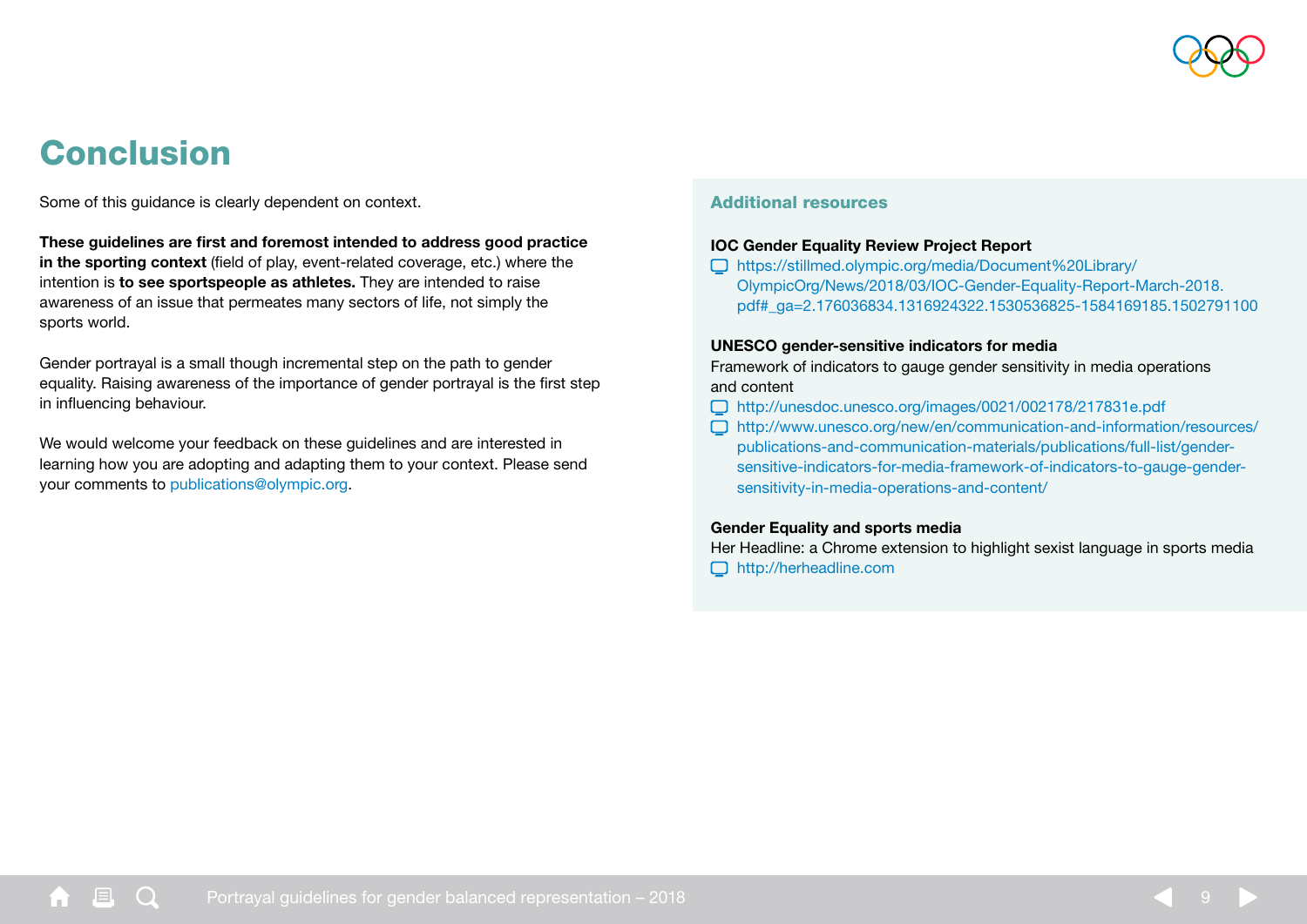# Conclusion

Some of this guidance is clearly dependent on context.

**These guidelines are first and foremost intended to address good practice in the sporting context** (field of play, event-related coverage, etc.) where the intention is **to see sportspeople as athletes.** They are intended to raise awareness of an issue that permeates many sectors of life, not simply the sports world.

Gender portrayal is a small though incremental step on the path to gender equality. Raising awareness of the importance of gender portrayal is the first step in influencing behaviour.

We would welcome your feedback on these guidelines and are interested in learning how you are adopting and adapting them to your context. Please send your comments to publications@olympic.org.

## Additional resources

**IOC Gender Equality Review Project Report**

- https://stillmed.olympic.org/media/Document%20Library/OlympicOrg/News/2018/03/IOC-Gender-Equality-Report-March-2018.pdf#_ga=2.176036834.1316924322.1530536825-1584169185.1502791100

**UNESCO gender-sensitive indicators for media**

Framework of indicators to gauge gender sensitivity in media operations and content

- http://unesdoc.unesco.org/images/0021/002178/217831e.pdf
- http://www.unesco.org/new/en/communication-and-information/resources/publications-and-communication-materials/publications/full-list/gender-sensitive-indicators-for-media-framework-of-indicators-to-gauge-gender-sensitivity-in-media-operations-and-content/

**Gender Equality and sports media**

Her Headline: a Chrome extension to highlight sexist language in sports media

- http://herheadline.com